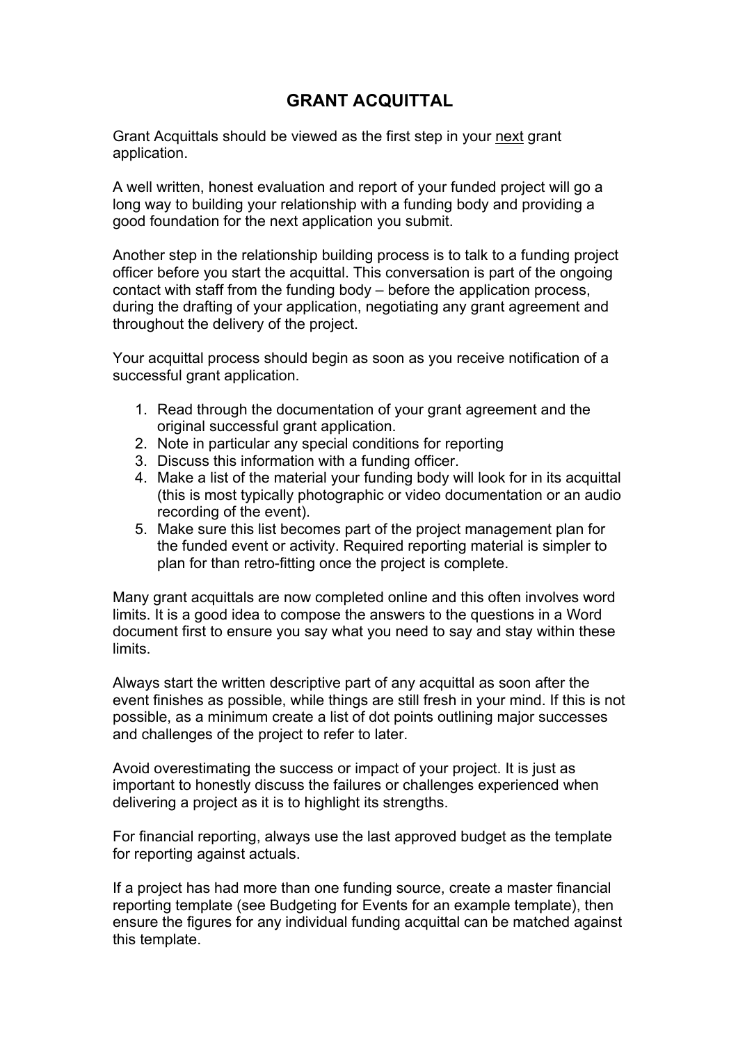# GRANT ACQUITTAL

Grant Acquittals should be viewed as the first step in your <u>next</u> grant application.

A well written, honest evaluation and report of your funded project will go a long way to building your relationship with a funding body and providing a good foundation for the next application you submit.

Another step in the relationship building process is to talk to a funding project officer before you start the acquittal. This conversation is part of the ongoing contact with staff from the funding body – before the application process, during the drafting of your application, negotiating any grant agreement and throughout the delivery of the project.

Your acquittal process should begin as soon as you receive notification of a successful grant application.

1. Read through the documentation of your grant agreement and the original successful grant application.
2. Note in particular any special conditions for reporting
3. Discuss this information with a funding officer.
4. Make a list of the material your funding body will look for in its acquittal (this is most typically photographic or video documentation or an audio recording of the event).
5. Make sure this list becomes part of the project management plan for the funded event or activity. Required reporting material is simpler to plan for than retro-fitting once the project is complete.

Many grant acquittals are now completed online and this often involves word limits. It is a good idea to compose the answers to the questions in a Word document first to ensure you say what you need to say and stay within these limits.

Always start the written descriptive part of any acquittal as soon after the event finishes as possible, while things are still fresh in your mind. If this is not possible, as a minimum create a list of dot points outlining major successes and challenges of the project to refer to later.

Avoid overestimating the success or impact of your project. It is just as important to honestly discuss the failures or challenges experienced when delivering a project as it is to highlight its strengths.

For financial reporting, always use the last approved budget as the template for reporting against actuals.

If a project has had more than one funding source, create a master financial reporting template (see Budgeting for Events for an example template), then ensure the figures for any individual funding acquittal can be matched against this template.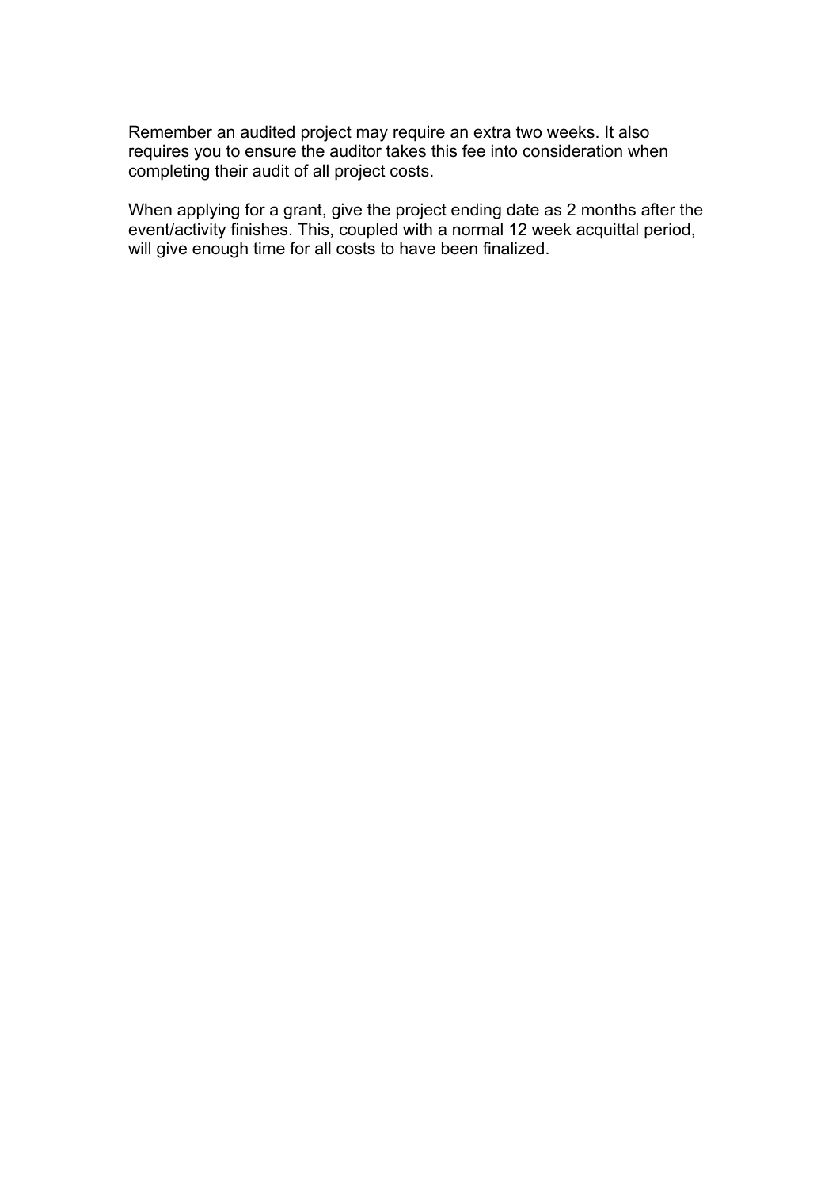Remember an audited project may require an extra two weeks. It also requires you to ensure the auditor takes this fee into consideration when completing their audit of all project costs.

When applying for a grant, give the project ending date as 2 months after the event/activity finishes. This, coupled with a normal 12 week acquittal period, will give enough time for all costs to have been finalized.